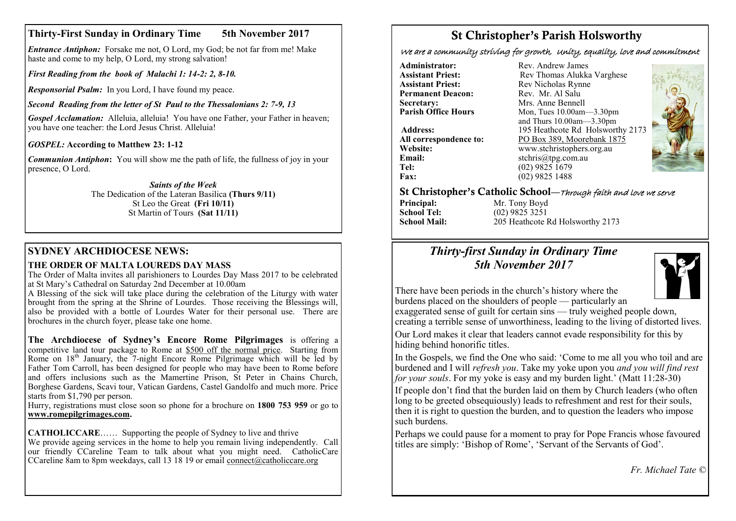## Thirty-First Sunday in Ordinary Time 5th November 2017

***Entrance Antiphon:*** Forsake me not, O Lord, my God; be not far from me! Make haste and come to my help, O Lord, my strong salvation!

***First Reading from the book of Malachi 1: 14-2: 2, 8-10.***

***Responsorial Psalm:*** In you Lord, I have found my peace.

***Second Reading from the letter of St Paul to the Thessalonians 2: 7-9, 13***

***Gospel Acclamation:*** Alleluia, alleluia! You have one Father, your Father in heaven; you have one teacher: the Lord Jesus Christ. Alleluia!

***GOSPEL:* According to Matthew 23: 1-12**

***Communion Antiphon*:** You will show me the path of life, the fullness of joy in your presence, O Lord.

*Saints of the Week*

The Dedication of the Lateran Basilica **(Thurs 9/11)**

St Leo the Great **(Fri 10/11)**

St Martin of Tours **(Sat 11/11)**

## SYDNEY ARCHDIOCESE NEWS:

### THE ORDER OF MALTA LOUREDS DAY MASS

The Order of Malta invites all parishioners to Lourdes Day Mass 2017 to be celebrated at St Mary's Cathedral on Saturday 2nd December at 10.00am

A Blessing of the sick will take place during the celebration of the Liturgy with water brought from the spring at the Shrine of Lourdes. Those receiving the Blessings will, also be provided with a bottle of Lourdes Water for their personal use. There are brochures in the church foyer, please take one home.

**The Archdiocese of Sydney's Encore Rome Pilgrimages** is offering a competitive land tour package to Rome at $500 off the normal price. Starting from Rome on 18th January, the 7-night Encore Rome Pilgrimage which will be led by Father Tom Carroll, has been designed for people who may have been to Rome before and offers inclusions such as the Mamertine Prison, St Peter in Chains Church, Borghese Gardens, Scavi tour, Vatican Gardens, Castel Gandolfo and much more. Price starts from $1,790 per person.

Hurry, registrations must close soon so phone for a brochure on **1800 753 959** or go to **www.romepilgrimages.com.**

**CATHOLICCARE**…… Supporting the people of Sydney to live and thrive

We provide ageing services in the home to help you remain living independently. Call our friendly CCareline Team to talk about what you might need. CatholicCare CCareline 8am to 8pm weekdays, call 13 18 19 or email connect@catholiccare.org

# St Christopher's Parish Holsworthy

*We are a community striving for growth, Unity, equality, love and commitment*

**Administrator:** Rev. Andrew James
**Assistant Priest:** Rev Thomas Alukka Varghese
**Assistant Priest:** Rev Nicholas Rynne
**Permanent Deacon:** Rev. Mr. Al Salu
**Secretary:** Mrs. Anne Bennell
**Parish Office Hours** Mon, Tues 10.00am—3.30pm and Thurs 10.00am—3.30pm
**Address:** 195 Heathcote Rd Holsworthy 2173
**All correspondence to:** PO Box 389, Moorebank 1875
**Website:** www.stchristophers.org.au
**Email:** stchris@tpg.com.au
**Tel:** (02) 9825 1679
**Fax:** (02) 9825 1488

## St Christopher's Catholic School—*Through faith and love we serve*

**Principal:** Mr. Tony Boyd
**School Tel:** (02) 9825 3251
**School Mail:** 205 Heathcote Rd Holsworthy 2173

## *Thirty-first Sunday in Ordinary Time*
## *5th November 2017*

There have been periods in the church's history where the burdens placed on the shoulders of people — particularly an exaggerated sense of guilt for certain sins — truly weighed people down, creating a terrible sense of unworthiness, leading to the living of distorted lives.

Our Lord makes it clear that leaders cannot evade responsibility for this by hiding behind honorific titles.

In the Gospels, we find the One who said: 'Come to me all you who toil and are burdened and I will *refresh you*. Take my yoke upon you *and you will find rest for your souls*. For my yoke is easy and my burden light.' (Matt 11:28-30)

If people don't find that the burden laid on them by Church leaders (who often long to be greeted obsequiously) leads to refreshment and rest for their souls, then it is right to question the burden, and to question the leaders who impose such burdens.

Perhaps we could pause for a moment to pray for Pope Francis whose favoured titles are simply: 'Bishop of Rome', 'Servant of the Servants of God'.

*Fr. Michael Tate ©*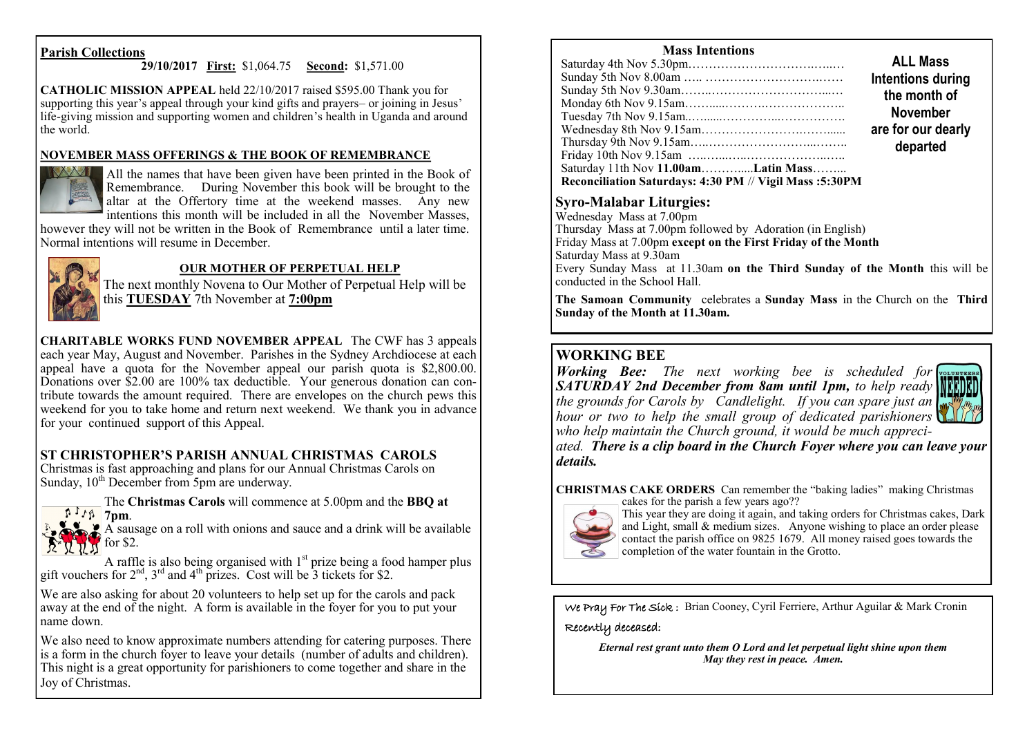**Parish Collections**

**29/10/2017 First:** $1,064.75 **Second:** $1,571.00

**CATHOLIC MISSION APPEAL** held 22/10/2017 raised $595.00 Thank you for supporting this year's appeal through your kind gifts and prayers– or joining in Jesus' life-giving mission and supporting women and children's health in Uganda and around the world.

**NOVEMBER MASS OFFERINGS & THE BOOK OF REMEMBRANCE**

All the names that have been given have been printed in the Book of Remembrance. During November this book will be brought to the altar at the Offertory time at the weekend masses. Any new intentions this month will be included in all the November Masses, however they will not be written in the Book of Remembrance until a later time. Normal intentions will resume in December.

**OUR MOTHER OF PERPETUAL HELP**

The next monthly Novena to Our Mother of Perpetual Help will be this **TUESDAY** 7th November at **7:00pm**

**CHARITABLE WORKS FUND NOVEMBER APPEAL** The CWF has 3 appeals each year May, August and November. Parishes in the Sydney Archdiocese at each appeal have a quota for the November appeal our parish quota is $2,800.00. Donations over $2.00 are 100% tax deductible. Your generous donation can contribute towards the amount required. There are envelopes on the church pews this weekend for you to take home and return next weekend. We thank you in advance for your continued support of this Appeal.

## ST CHRISTOPHER'S PARISH ANNUAL CHRISTMAS CAROLS

Christmas is fast approaching and plans for our Annual Christmas Carols on Sunday, 10th December from 5pm are underway.

The **Christmas Carols** will commence at 5.00pm and the **BBQ at 7pm**.

A sausage on a roll with onions and sauce and a drink will be available for $2.

A raffle is also being organised with 1st prize being a food hamper plus gift vouchers for 2nd, 3rd and 4th prizes. Cost will be 3 tickets for $2.

We are also asking for about 20 volunteers to help set up for the carols and pack away at the end of the night. A form is available in the foyer for you to put your name down.

We also need to know approximate numbers attending for catering purposes. There is a form in the church foyer to leave your details (number of adults and children). This night is a great opportunity for parishioners to come together and share in the Joy of Christmas.

**Mass Intentions**

Saturday 4th Nov 5.30pm……………………………………
Sunday 5th Nov 8.00am ….. …………………………………
Sunday 5th Nov 9.30am……………………………………
Monday 6th Nov 9.15am……………………………………
Tuesday 7th Nov 9.15am……………………………………
Wednesday 8th Nov 9.15am…………………………………
Thursday 9th Nov 9.15am……………………………………
Friday 10th Nov 9.15am ……………………………………
Saturday 11th Nov **11.00am**…………..**Latin Mass**……..
**Reconciliation Saturdays: 4:30 PM // Vigil Mass :5:30PM**

**ALL Mass Intentions during the month of November are for our dearly departed**

## Syro-Malabar Liturgies:

Wednesday Mass at 7.00pm
Thursday Mass at 7.00pm followed by Adoration (in English)
Friday Mass at 7.00pm **except on the First Friday of the Month**
Saturday Mass at 9.30am
Every Sunday Mass at 11.30am **on the Third Sunday of the Month** this will be conducted in the School Hall.

**The Samoan Community** celebrates a **Sunday Mass** in the Church on the **Third Sunday of the Month at 11.30am.**

## WORKING BEE

***Working Bee:*** *The next working bee is scheduled for* ***SATURDAY 2nd December from 8am until 1pm,*** *to help ready the grounds for Carols by Candlelight. If you can spare just an hour or two to help the small group of dedicated parishioners who help maintain the Church ground, it would be much appreciated.* ***There is a clip board in the Church Foyer where you can leave your details.***

**CHRISTMAS CAKE ORDERS** Can remember the "baking ladies" making Christmas cakes for the parish a few years ago?? This year they are doing it again, and taking orders for Christmas cakes, Dark and Light, small & medium sizes. Anyone wishing to place an order please contact the parish office on 9825 1679. All money raised goes towards the completion of the water fountain in the Grotto.

We Pray For The Sick : Brian Cooney, Cyril Ferriere, Arthur Aguilar & Mark Cronin

Recently deceased:

*Eternal rest grant unto them O Lord and let perpetual light shine upon them*
*May they rest in peace. Amen.*